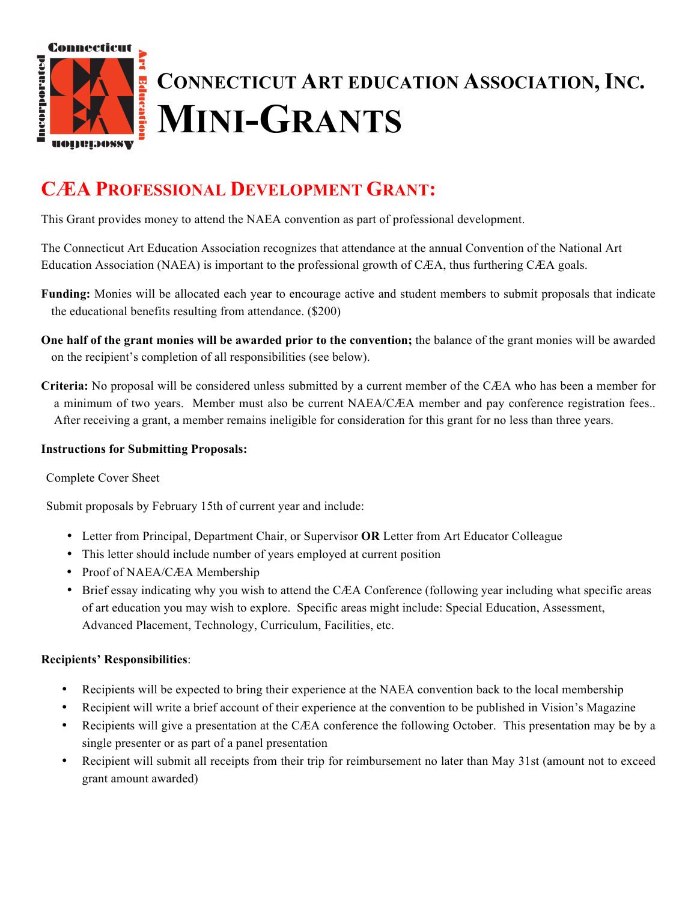# Connecticut Art Education Association, Inc.

# Mini-Grants

## CÆA Professional Development Grant:

This Grant provides money to attend the NAEA convention as part of professional development.

The Connecticut Art Education Association recognizes that attendance at the annual Convention of the National Art Education Association (NAEA) is important to the professional growth of CÆA, thus furthering CÆA goals.

**Funding:** Monies will be allocated each year to encourage active and student members to submit proposals that indicate the educational benefits resulting from attendance. ($200)

**One half of the grant monies will be awarded prior to the convention;** the balance of the grant monies will be awarded on the recipient's completion of all responsibilities (see below).

**Criteria:** No proposal will be considered unless submitted by a current member of the CÆA who has been a member for a minimum of two years. Member must also be current NAEA/CÆA member and pay conference registration fees.. After receiving a grant, a member remains ineligible for consideration for this grant for no less than three years.

**Instructions for Submitting Proposals:**

Complete Cover Sheet

Submit proposals by February 15th of current year and include:

- Letter from Principal, Department Chair, or Supervisor **OR** Letter from Art Educator Colleague
- This letter should include number of years employed at current position
- Proof of NAEA/CÆA Membership
- Brief essay indicating why you wish to attend the CÆA Conference (following year including what specific areas of art education you may wish to explore. Specific areas might include: Special Education, Assessment, Advanced Placement, Technology, Curriculum, Facilities, etc.

**Recipients' Responsibilities**:

- Recipients will be expected to bring their experience at the NAEA convention back to the local membership
- Recipient will write a brief account of their experience at the convention to be published in Vision's Magazine
- Recipients will give a presentation at the CÆA conference the following October. This presentation may be by a single presenter or as part of a panel presentation
- Recipient will submit all receipts from their trip for reimbursement no later than May 31st (amount not to exceed grant amount awarded)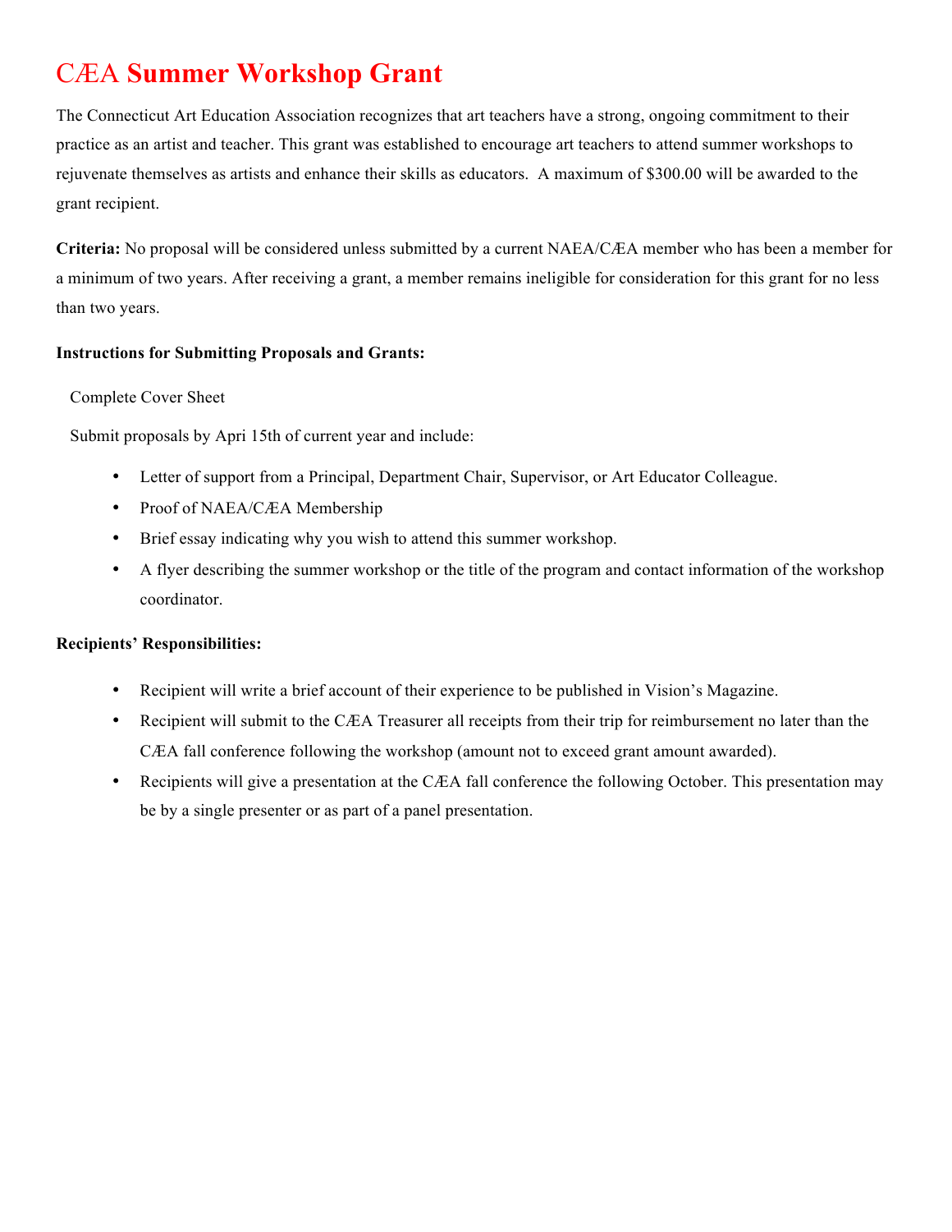# CÆA Summer Workshop Grant

The Connecticut Art Education Association recognizes that art teachers have a strong, ongoing commitment to their practice as an artist and teacher. This grant was established to encourage art teachers to attend summer workshops to rejuvenate themselves as artists and enhance their skills as educators. A maximum of $300.00 will be awarded to the grant recipient.

**Criteria:** No proposal will be considered unless submitted by a current NAEA/CÆA member who has been a member for a minimum of two years. After receiving a grant, a member remains ineligible for consideration for this grant for no less than two years.

**Instructions for Submitting Proposals and Grants:**

Complete Cover Sheet

Submit proposals by Apri 15th of current year and include:

- Letter of support from a Principal, Department Chair, Supervisor, or Art Educator Colleague.
- Proof of NAEA/CÆA Membership
- Brief essay indicating why you wish to attend this summer workshop.
- A flyer describing the summer workshop or the title of the program and contact information of the workshop coordinator.

**Recipients' Responsibilities:**

- Recipient will write a brief account of their experience to be published in Vision's Magazine.
- Recipient will submit to the CÆA Treasurer all receipts from their trip for reimbursement no later than the CÆA fall conference following the workshop (amount not to exceed grant amount awarded).
- Recipients will give a presentation at the CÆA fall conference the following October. This presentation may be by a single presenter or as part of a panel presentation.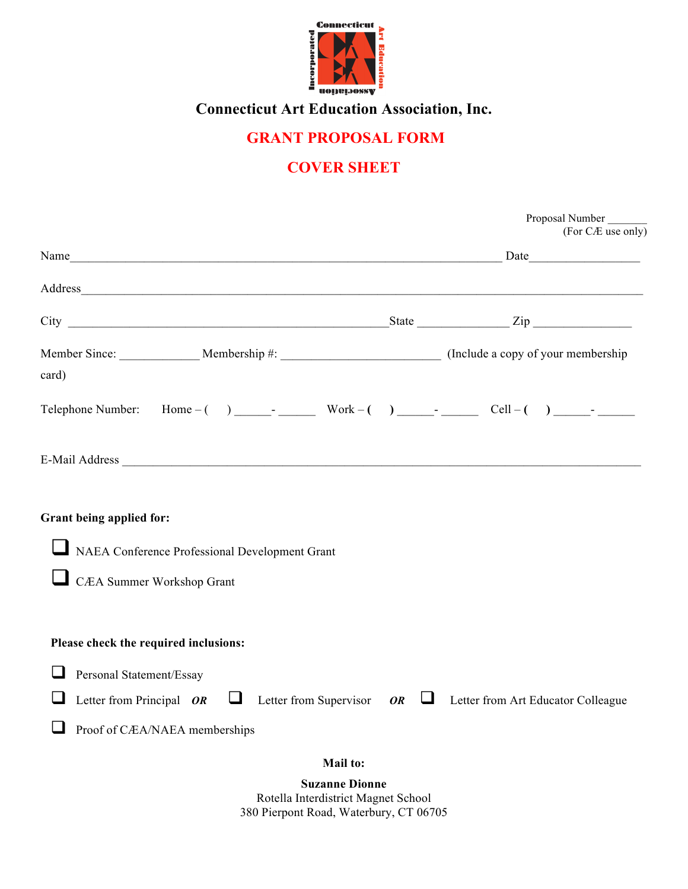# Connecticut Art Education Association, Inc.

## GRANT PROPOSAL FORM

## COVER SHEET

Proposal Number _______
(For CÆ use only)

Name_______________________________________________________________ Date_________________

Address_______________________________________________________________________________

City ______________________________________________State ______________ Zip _______________

Member Since: ____________ Membership #: ________________________ (Include a copy of your membership card)

Telephone Number: Home – ( ) ______- ______ Work – ( ) ______- ______ Cell – ( ) ______- ______

E-Mail Address _______________________________________________________________________

**Grant being applied for:**

- ☐ NAEA Conference Professional Development Grant
- ☐ CÆA Summer Workshop Grant

**Please check the required inclusions:**

- ☐ Personal Statement/Essay
- ☐ Letter from Principal ***OR*** ☐ Letter from Supervisor ***OR*** ☐ Letter from Art Educator Colleague
- ☐ Proof of CÆA/NAEA memberships

**Mail to:**

**Suzanne Dionne**
Rotella Interdistrict Magnet School
380 Pierpont Road, Waterbury, CT 06705